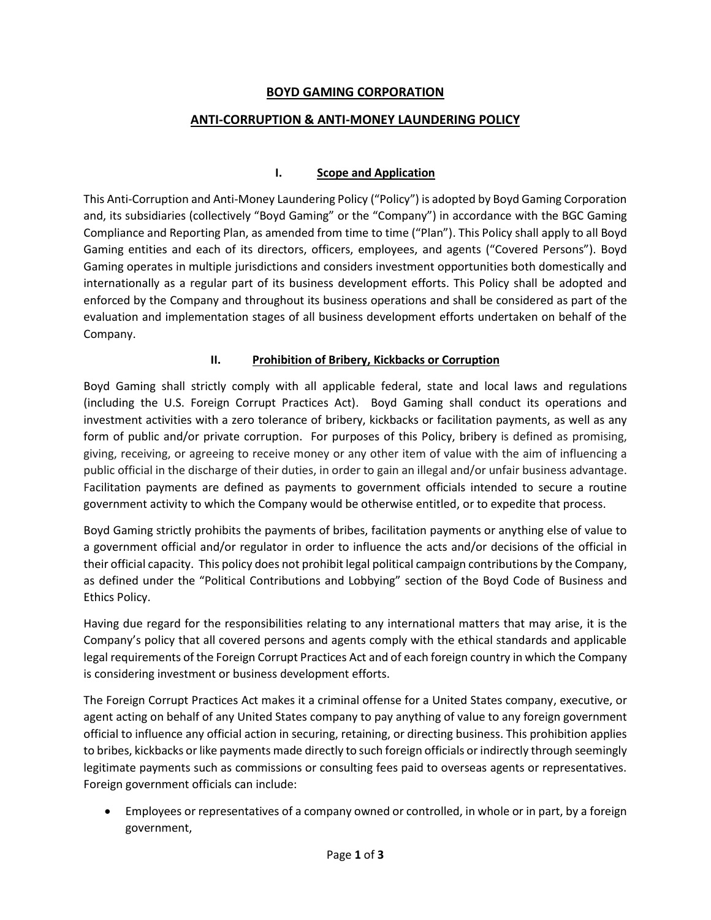# BOYD GAMING CORPORATION

## ANTI-CORRUPTION & ANTI-MONEY LAUNDERING POLICY

### I. Scope and Application

This Anti-Corruption and Anti-Money Laundering Policy ("Policy") is adopted by Boyd Gaming Corporation and, its subsidiaries (collectively "Boyd Gaming" or the "Company") in accordance with the BGC Gaming Compliance and Reporting Plan, as amended from time to time ("Plan"). This Policy shall apply to all Boyd Gaming entities and each of its directors, officers, employees, and agents ("Covered Persons"). Boyd Gaming operates in multiple jurisdictions and considers investment opportunities both domestically and internationally as a regular part of its business development efforts. This Policy shall be adopted and enforced by the Company and throughout its business operations and shall be considered as part of the evaluation and implementation stages of all business development efforts undertaken on behalf of the Company.

### II. Prohibition of Bribery, Kickbacks or Corruption

Boyd Gaming shall strictly comply with all applicable federal, state and local laws and regulations (including the U.S. Foreign Corrupt Practices Act). Boyd Gaming shall conduct its operations and investment activities with a zero tolerance of bribery, kickbacks or facilitation payments, as well as any form of public and/or private corruption. For purposes of this Policy, bribery is defined as promising, giving, receiving, or agreeing to receive money or any other item of value with the aim of influencing a public official in the discharge of their duties, in order to gain an illegal and/or unfair business advantage. Facilitation payments are defined as payments to government officials intended to secure a routine government activity to which the Company would be otherwise entitled, or to expedite that process.

Boyd Gaming strictly prohibits the payments of bribes, facilitation payments or anything else of value to a government official and/or regulator in order to influence the acts and/or decisions of the official in their official capacity. This policy does not prohibit legal political campaign contributions by the Company, as defined under the "Political Contributions and Lobbying" section of the Boyd Code of Business and Ethics Policy.

Having due regard for the responsibilities relating to any international matters that may arise, it is the Company's policy that all covered persons and agents comply with the ethical standards and applicable legal requirements of the Foreign Corrupt Practices Act and of each foreign country in which the Company is considering investment or business development efforts.

The Foreign Corrupt Practices Act makes it a criminal offense for a United States company, executive, or agent acting on behalf of any United States company to pay anything of value to any foreign government official to influence any official action in securing, retaining, or directing business. This prohibition applies to bribes, kickbacks or like payments made directly to such foreign officials or indirectly through seemingly legitimate payments such as commissions or consulting fees paid to overseas agents or representatives. Foreign government officials can include:

- Employees or representatives of a company owned or controlled, in whole or in part, by a foreign government,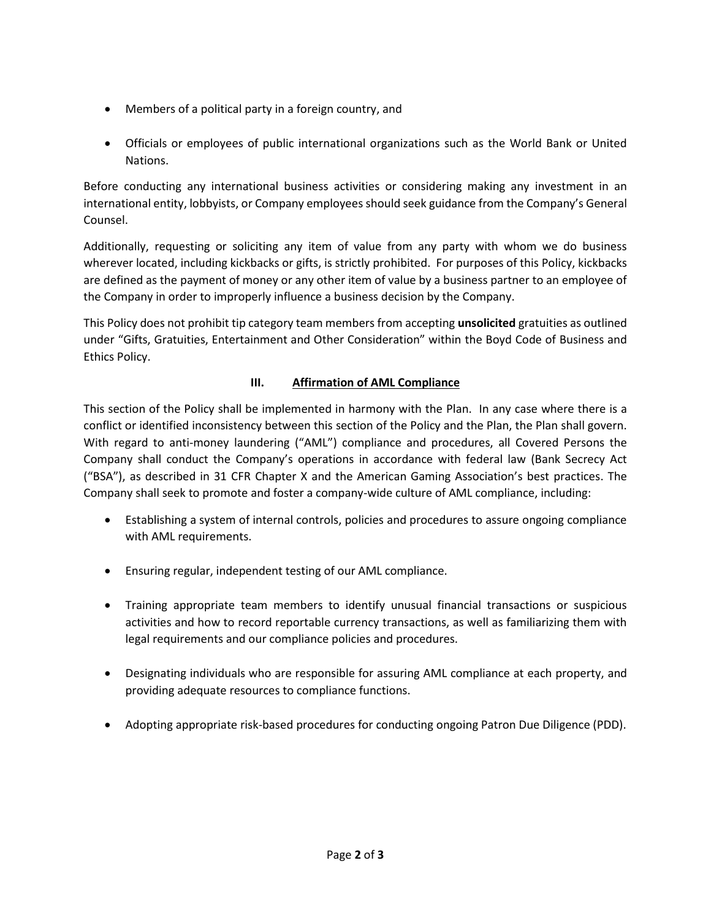- Members of a political party in a foreign country, and

- Officials or employees of public international organizations such as the World Bank or United Nations.

Before conducting any international business activities or considering making any investment in an international entity, lobbyists, or Company employees should seek guidance from the Company's General Counsel.

Additionally, requesting or soliciting any item of value from any party with whom we do business wherever located, including kickbacks or gifts, is strictly prohibited. For purposes of this Policy, kickbacks are defined as the payment of money or any other item of value by a business partner to an employee of the Company in order to improperly influence a business decision by the Company.

This Policy does not prohibit tip category team members from accepting **unsolicited** gratuities as outlined under "Gifts, Gratuities, Entertainment and Other Consideration" within the Boyd Code of Business and Ethics Policy.

## III. Affirmation of AML Compliance

This section of the Policy shall be implemented in harmony with the Plan. In any case where there is a conflict or identified inconsistency between this section of the Policy and the Plan, the Plan shall govern. With regard to anti-money laundering ("AML") compliance and procedures, all Covered Persons the Company shall conduct the Company's operations in accordance with federal law (Bank Secrecy Act ("BSA"), as described in 31 CFR Chapter X and the American Gaming Association's best practices. The Company shall seek to promote and foster a company-wide culture of AML compliance, including:

- Establishing a system of internal controls, policies and procedures to assure ongoing compliance with AML requirements.

- Ensuring regular, independent testing of our AML compliance.

- Training appropriate team members to identify unusual financial transactions or suspicious activities and how to record reportable currency transactions, as well as familiarizing them with legal requirements and our compliance policies and procedures.

- Designating individuals who are responsible for assuring AML compliance at each property, and providing adequate resources to compliance functions.

- Adopting appropriate risk-based procedures for conducting ongoing Patron Due Diligence (PDD).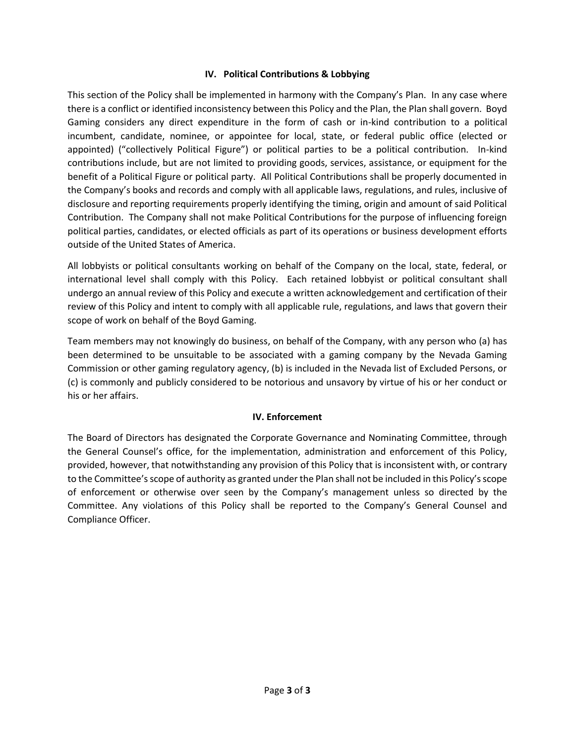## IV. Political Contributions & Lobbying

This section of the Policy shall be implemented in harmony with the Company's Plan. In any case where there is a conflict or identified inconsistency between this Policy and the Plan, the Plan shall govern. Boyd Gaming considers any direct expenditure in the form of cash or in-kind contribution to a political incumbent, candidate, nominee, or appointee for local, state, or federal public office (elected or appointed) ("collectively Political Figure") or political parties to be a political contribution. In-kind contributions include, but are not limited to providing goods, services, assistance, or equipment for the benefit of a Political Figure or political party. All Political Contributions shall be properly documented in the Company's books and records and comply with all applicable laws, regulations, and rules, inclusive of disclosure and reporting requirements properly identifying the timing, origin and amount of said Political Contribution. The Company shall not make Political Contributions for the purpose of influencing foreign political parties, candidates, or elected officials as part of its operations or business development efforts outside of the United States of America.

All lobbyists or political consultants working on behalf of the Company on the local, state, federal, or international level shall comply with this Policy. Each retained lobbyist or political consultant shall undergo an annual review of this Policy and execute a written acknowledgement and certification of their review of this Policy and intent to comply with all applicable rule, regulations, and laws that govern their scope of work on behalf of the Boyd Gaming.

Team members may not knowingly do business, on behalf of the Company, with any person who (a) has been determined to be unsuitable to be associated with a gaming company by the Nevada Gaming Commission or other gaming regulatory agency, (b) is included in the Nevada list of Excluded Persons, or (c) is commonly and publicly considered to be notorious and unsavory by virtue of his or her conduct or his or her affairs.

## IV. Enforcement

The Board of Directors has designated the Corporate Governance and Nominating Committee, through the General Counsel's office, for the implementation, administration and enforcement of this Policy, provided, however, that notwithstanding any provision of this Policy that is inconsistent with, or contrary to the Committee's scope of authority as granted under the Plan shall not be included in this Policy's scope of enforcement or otherwise over seen by the Company's management unless so directed by the Committee. Any violations of this Policy shall be reported to the Company's General Counsel and Compliance Officer.